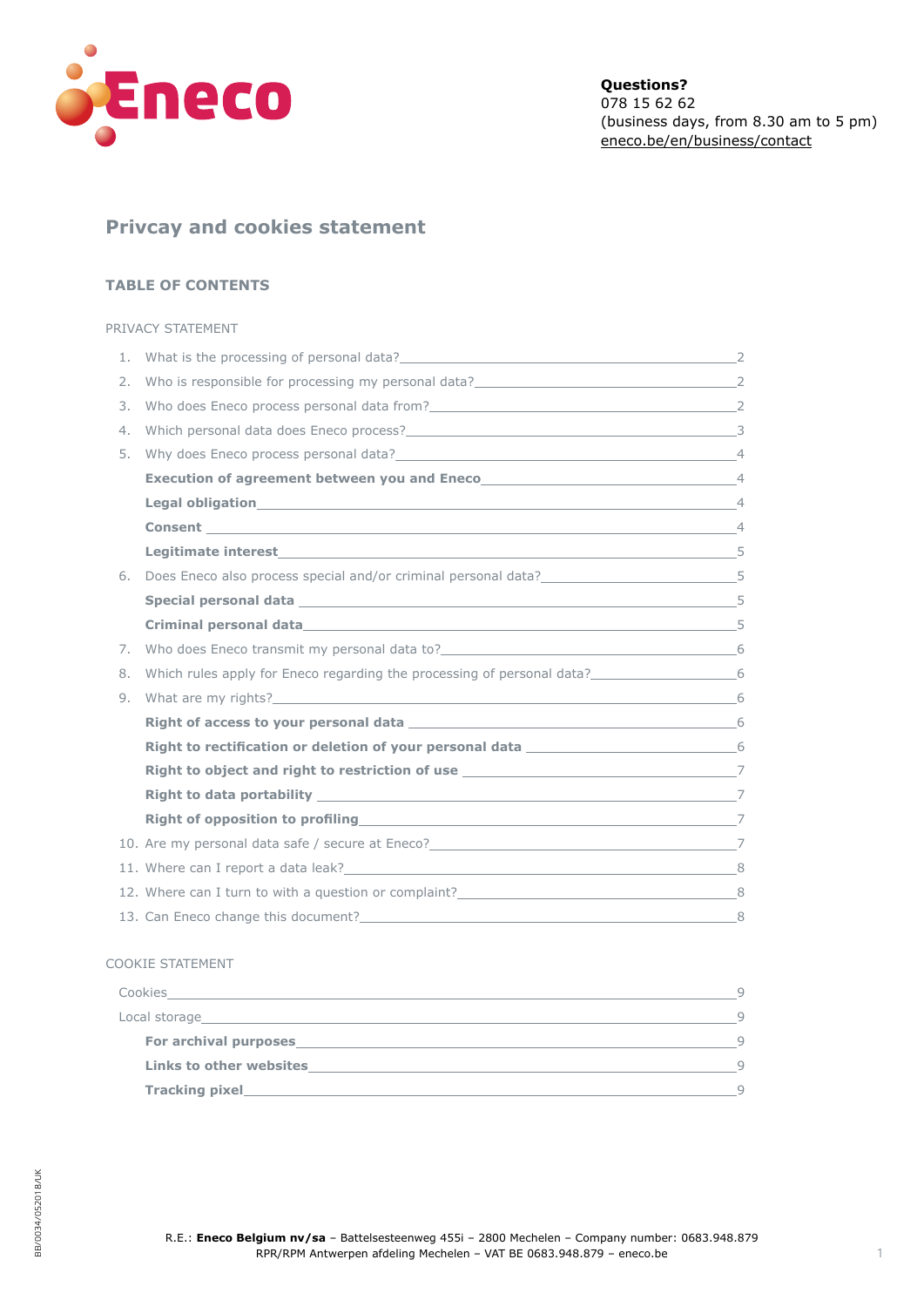**Questions?**
078 15 62 62
(business days, from 8.30 am to 5 pm)
[eneco.be/en/business/contact](eneco.be/en/business/contact)

# Privcay and cookies statement

## TABLE OF CONTENTS

PRIVACY STATEMENT

1. What is the processing of personal data? 2
2. Who is responsible for processing my personal data? 2
3. Who does Eneco process personal data from? 2
4. Which personal data does Eneco process? 3
5. Why does Eneco process personal data? 4
   - **Execution of agreement between you and Eneco** 4
   - **Legal obligation** 4
   - **Consent** 4
   - **Legitimate interest** 5
6. Does Eneco also process special and/or criminal personal data? 5
   - **Special personal data** 5
   - **Criminal personal data** 5
7. Who does Eneco transmit my personal data to? 6
8. Which rules apply for Eneco regarding the processing of personal data? 6
9. What are my rights? 6
   - **Right of access to your personal data** 6
   - **Right to rectification or deletion of your personal data** 6
   - **Right to object and right to restriction of use** 7
   - **Right to data portability** 7
   - **Right of opposition to profiling** 7
10. Are my personal data safe / secure at Eneco? 7
11. Where can I report a data leak? 8
12. Where can I turn to with a question or complaint? 8
13. Can Eneco change this document? 8

COOKIE STATEMENT

- Cookies 9
- Local storage 9
  - **For archival purposes** 9
  - **Links to other websites** 9
  - **Tracking pixel** 9

BB/0034/052018/UK

R.E.: **Eneco Belgium nv/sa** – Battelsesteenweg 455i – 2800 Mechelen – Company number: 0683.948.879
RPR/RPM Antwerpen afdeling Mechelen – VAT BE 0683.948.879 – eneco.be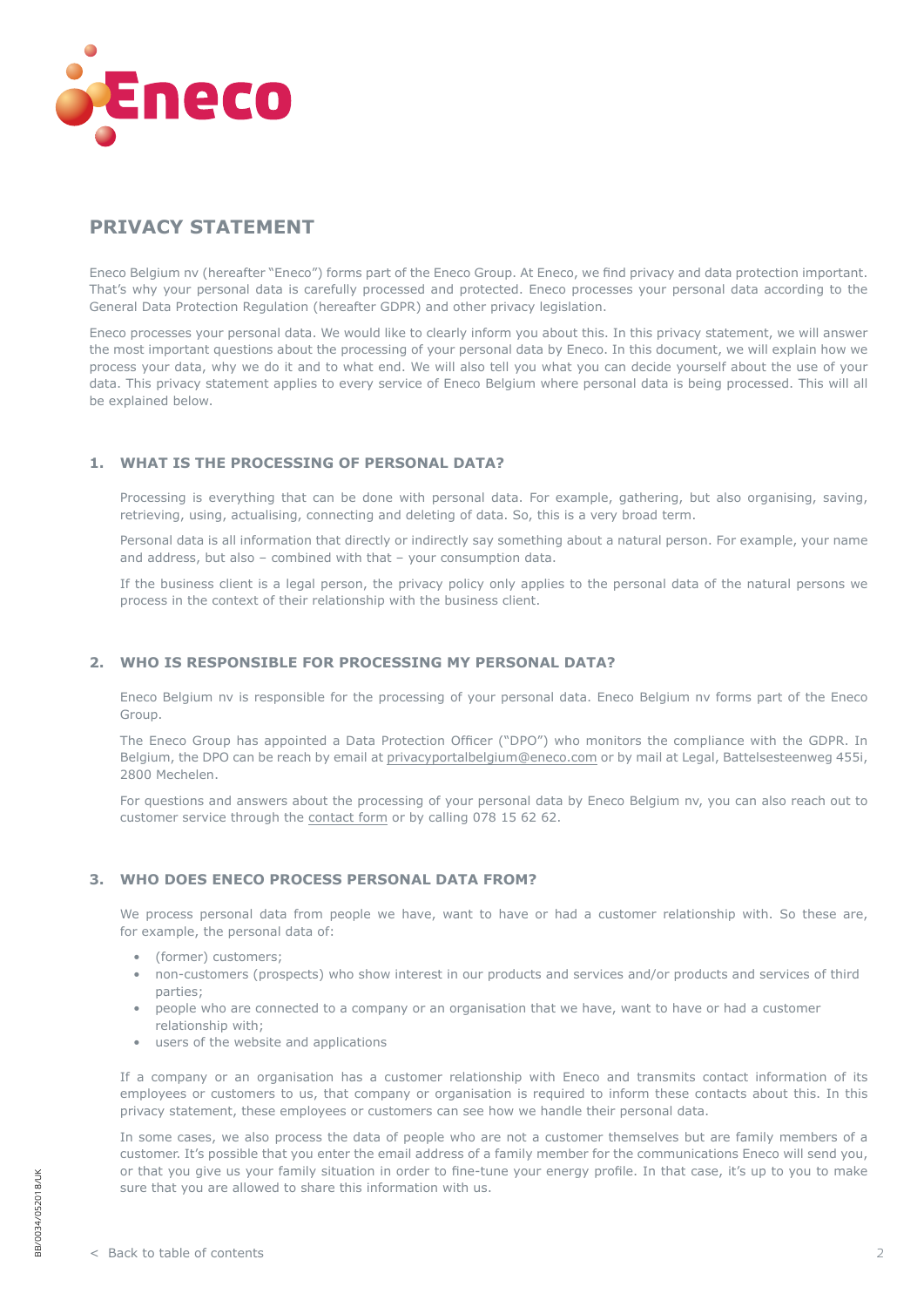# PRIVACY STATEMENT

Eneco Belgium nv (hereafter "Eneco") forms part of the Eneco Group. At Eneco, we find privacy and data protection important. That's why your personal data is carefully processed and protected. Eneco processes your personal data according to the General Data Protection Regulation (hereafter GDPR) and other privacy legislation.

Eneco processes your personal data. We would like to clearly inform you about this. In this privacy statement, we will answer the most important questions about the processing of your personal data by Eneco. In this document, we will explain how we process your data, why we do it and to what end. We will also tell you what you can decide yourself about the use of your data. This privacy statement applies to every service of Eneco Belgium where personal data is being processed. This will all be explained below.

## 1. WHAT IS THE PROCESSING OF PERSONAL DATA?

Processing is everything that can be done with personal data. For example, gathering, but also organising, saving, retrieving, using, actualising, connecting and deleting of data. So, this is a very broad term.

Personal data is all information that directly or indirectly say something about a natural person. For example, your name and address, but also – combined with that – your consumption data.

If the business client is a legal person, the privacy policy only applies to the personal data of the natural persons we process in the context of their relationship with the business client.

## 2. WHO IS RESPONSIBLE FOR PROCESSING MY PERSONAL DATA?

Eneco Belgium nv is responsible for the processing of your personal data. Eneco Belgium nv forms part of the Eneco Group.

The Eneco Group has appointed a Data Protection Officer ("DPO") who monitors the compliance with the GDPR. In Belgium, the DPO can be reach by email at privacyportalbelgium@eneco.com or by mail at Legal, Battelsesteenweg 455i, 2800 Mechelen.

For questions and answers about the processing of your personal data by Eneco Belgium nv, you can also reach out to customer service through the contact form or by calling 078 15 62 62.

## 3. WHO DOES ENECO PROCESS PERSONAL DATA FROM?

We process personal data from people we have, want to have or had a customer relationship with. So these are, for example, the personal data of:

- (former) customers;
- non-customers (prospects) who show interest in our products and services and/or products and services of third parties;
- people who are connected to a company or an organisation that we have, want to have or had a customer relationship with;
- users of the website and applications

If a company or an organisation has a customer relationship with Eneco and transmits contact information of its employees or customers to us, that company or organisation is required to inform these contacts about this. In this privacy statement, these employees or customers can see how we handle their personal data.

In some cases, we also process the data of people who are not a customer themselves but are family members of a customer. It's possible that you enter the email address of a family member for the communications Eneco will send you, or that you give us your family situation in order to fine-tune your energy profile. In that case, it's up to you to make sure that you are allowed to share this information with us.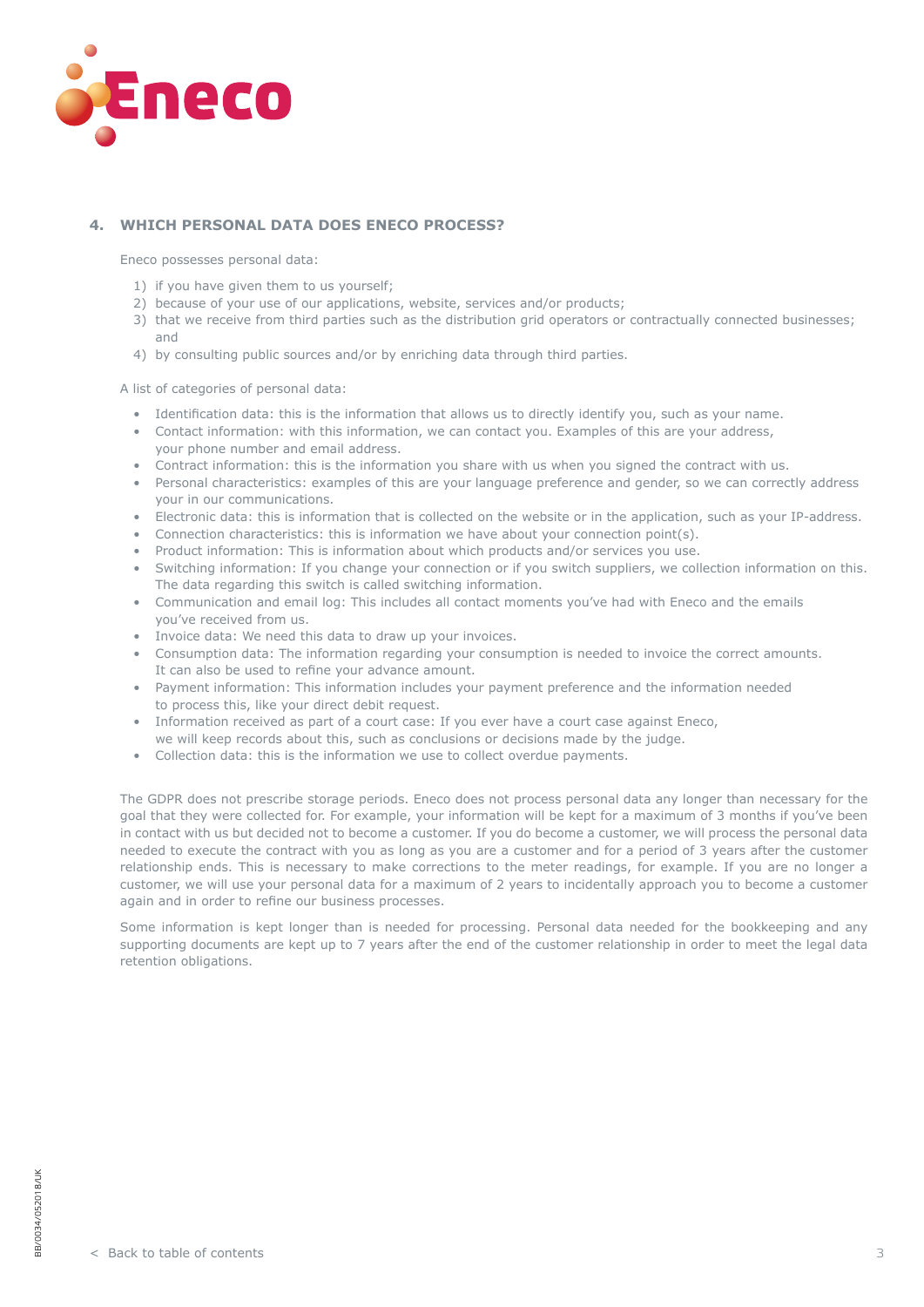## 4. WHICH PERSONAL DATA DOES ENECO PROCESS?

Eneco possesses personal data:

1) if you have given them to us yourself;
2) because of your use of our applications, website, services and/or products;
3) that we receive from third parties such as the distribution grid operators or contractually connected businesses; and
4) by consulting public sources and/or by enriching data through third parties.

A list of categories of personal data:

- Identification data: this is the information that allows us to directly identify you, such as your name.
- Contact information: with this information, we can contact you. Examples of this are your address, your phone number and email address.
- Contract information: this is the information you share with us when you signed the contract with us.
- Personal characteristics: examples of this are your language preference and gender, so we can correctly address your in our communications.
- Electronic data: this is information that is collected on the website or in the application, such as your IP-address.
- Connection characteristics: this is information we have about your connection point(s).
- Product information: This is information about which products and/or services you use.
- Switching information: If you change your connection or if you switch suppliers, we collection information on this. The data regarding this switch is called switching information.
- Communication and email log: This includes all contact moments you've had with Eneco and the emails you've received from us.
- Invoice data: We need this data to draw up your invoices.
- Consumption data: The information regarding your consumption is needed to invoice the correct amounts. It can also be used to refine your advance amount.
- Payment information: This information includes your payment preference and the information needed to process this, like your direct debit request.
- Information received as part of a court case: If you ever have a court case against Eneco, we will keep records about this, such as conclusions or decisions made by the judge.
- Collection data: this is the information we use to collect overdue payments.

The GDPR does not prescribe storage periods. Eneco does not process personal data any longer than necessary for the goal that they were collected for. For example, your information will be kept for a maximum of 3 months if you've been in contact with us but decided not to become a customer. If you do become a customer, we will process the personal data needed to execute the contract with you as long as you are a customer and for a period of 3 years after the customer relationship ends. This is necessary to make corrections to the meter readings, for example. If you are no longer a customer, we will use your personal data for a maximum of 2 years to incidentally approach you to become a customer again and in order to refine our business processes.

Some information is kept longer than is needed for processing. Personal data needed for the bookkeeping and any supporting documents are kept up to 7 years after the end of the customer relationship in order to meet the legal data retention obligations.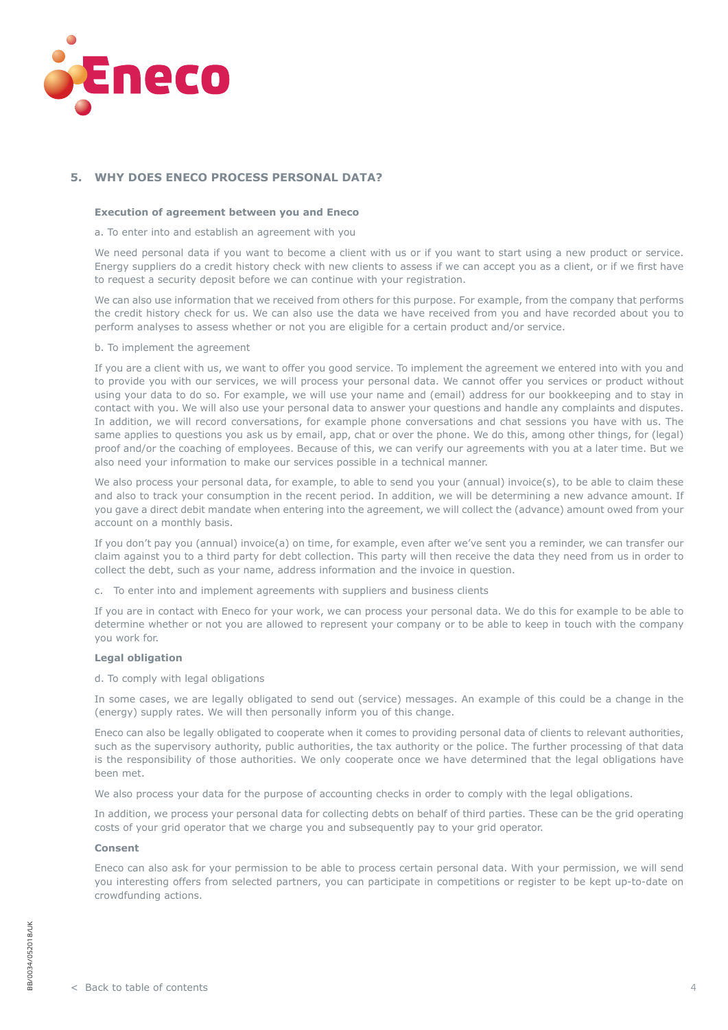## 5. WHY DOES ENECO PROCESS PERSONAL DATA?

**Execution of agreement between you and Eneco**

a. To enter into and establish an agreement with you

We need personal data if you want to become a client with us or if you want to start using a new product or service. Energy suppliers do a credit history check with new clients to assess if we can accept you as a client, or if we first have to request a security deposit before we can continue with your registration.

We can also use information that we received from others for this purpose. For example, from the company that performs the credit history check for us. We can also use the data we have received from you and have recorded about you to perform analyses to assess whether or not you are eligible for a certain product and/or service.

b. To implement the agreement

If you are a client with us, we want to offer you good service. To implement the agreement we entered into with you and to provide you with our services, we will process your personal data. We cannot offer you services or product without using your data to do so. For example, we will use your name and (email) address for our bookkeeping and to stay in contact with you. We will also use your personal data to answer your questions and handle any complaints and disputes. In addition, we will record conversations, for example phone conversations and chat sessions you have with us. The same applies to questions you ask us by email, app, chat or over the phone. We do this, among other things, for (legal) proof and/or the coaching of employees. Because of this, we can verify our agreements with you at a later time. But we also need your information to make our services possible in a technical manner.

We also process your personal data, for example, to able to send you your (annual) invoice(s), to be able to claim these and also to track your consumption in the recent period. In addition, we will be determining a new advance amount. If you gave a direct debit mandate when entering into the agreement, we will collect the (advance) amount owed from your account on a monthly basis.

If you don't pay you (annual) invoice(a) on time, for example, even after we've sent you a reminder, we can transfer our claim against you to a third party for debt collection. This party will then receive the data they need from us in order to collect the debt, such as your name, address information and the invoice in question.

c. To enter into and implement agreements with suppliers and business clients

If you are in contact with Eneco for your work, we can process your personal data. We do this for example to be able to determine whether or not you are allowed to represent your company or to be able to keep in touch with the company you work for.

**Legal obligation**

d. To comply with legal obligations

In some cases, we are legally obligated to send out (service) messages. An example of this could be a change in the (energy) supply rates. We will then personally inform you of this change.

Eneco can also be legally obligated to cooperate when it comes to providing personal data of clients to relevant authorities, such as the supervisory authority, public authorities, the tax authority or the police. The further processing of that data is the responsibility of those authorities. We only cooperate once we have determined that the legal obligations have been met.

We also process your data for the purpose of accounting checks in order to comply with the legal obligations.

In addition, we process your personal data for collecting debts on behalf of third parties. These can be the grid operating costs of your grid operator that we charge you and subsequently pay to your grid operator.

**Consent**

Eneco can also ask for your permission to be able to process certain personal data. With your permission, we will send you interesting offers from selected partners, you can participate in competitions or register to be kept up-to-date on crowdfunding actions.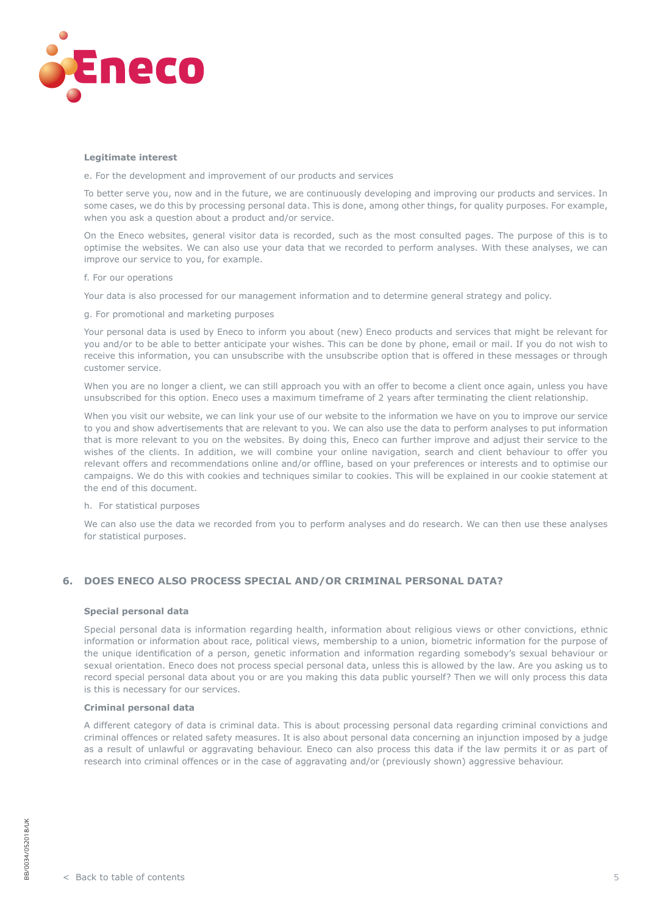**Legitimate interest**

e. For the development and improvement of our products and services

To better serve you, now and in the future, we are continuously developing and improving our products and services. In some cases, we do this by processing personal data. This is done, among other things, for quality purposes. For example, when you ask a question about a product and/or service.

On the Eneco websites, general visitor data is recorded, such as the most consulted pages. The purpose of this is to optimise the websites. We can also use your data that we recorded to perform analyses. With these analyses, we can improve our service to you, for example.

f. For our operations

Your data is also processed for our management information and to determine general strategy and policy.

g. For promotional and marketing purposes

Your personal data is used by Eneco to inform you about (new) Eneco products and services that might be relevant for you and/or to be able to better anticipate your wishes. This can be done by phone, email or mail. If you do not wish to receive this information, you can unsubscribe with the unsubscribe option that is offered in these messages or through customer service.

When you are no longer a client, we can still approach you with an offer to become a client once again, unless you have unsubscribed for this option. Eneco uses a maximum timeframe of 2 years after terminating the client relationship.

When you visit our website, we can link your use of our website to the information we have on you to improve our service to you and show advertisements that are relevant to you. We can also use the data to perform analyses to put information that is more relevant to you on the websites. By doing this, Eneco can further improve and adjust their service to the wishes of the clients. In addition, we will combine your online navigation, search and client behaviour to offer you relevant offers and recommendations online and/or offline, based on your preferences or interests and to optimise our campaigns. We do this with cookies and techniques similar to cookies. This will be explained in our cookie statement at the end of this document.

h. For statistical purposes

We can also use the data we recorded from you to perform analyses and do research. We can then use these analyses for statistical purposes.

## 6. DOES ENECO ALSO PROCESS SPECIAL AND/OR CRIMINAL PERSONAL DATA?

**Special personal data**

Special personal data is information regarding health, information about religious views or other convictions, ethnic information or information about race, political views, membership to a union, biometric information for the purpose of the unique identification of a person, genetic information and information regarding somebody's sexual behaviour or sexual orientation. Eneco does not process special personal data, unless this is allowed by the law. Are you asking us to record special personal data about you or are you making this data public yourself? Then we will only process this data is this is necessary for our services.

**Criminal personal data**

A different category of data is criminal data. This is about processing personal data regarding criminal convictions and criminal offences or related safety measures. It is also about personal data concerning an injunction imposed by a judge as a result of unlawful or aggravating behaviour. Eneco can also process this data if the law permits it or as part of research into criminal offences or in the case of aggravating and/or (previously shown) aggressive behaviour.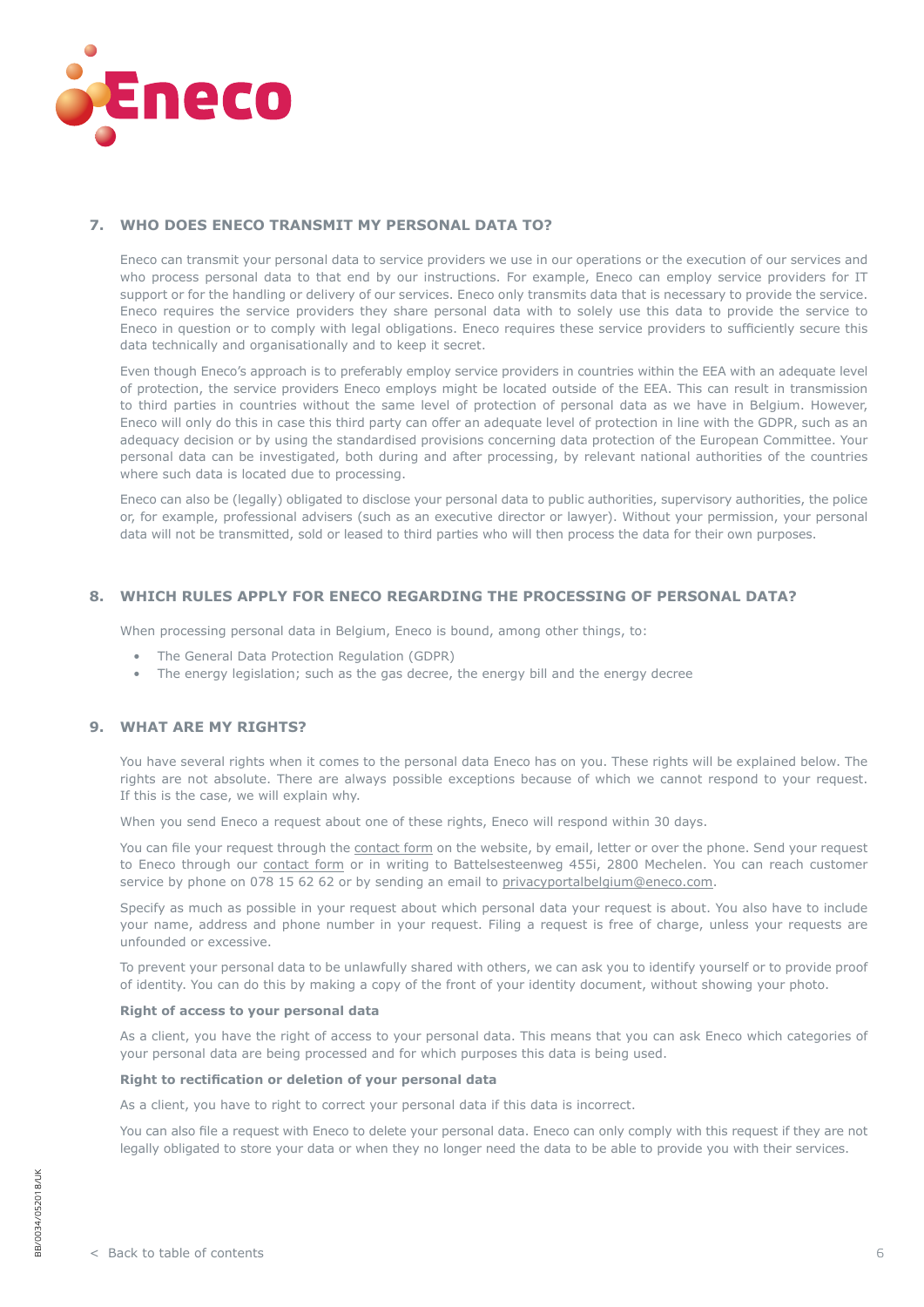## 7. WHO DOES ENECO TRANSMIT MY PERSONAL DATA TO?

Eneco can transmit your personal data to service providers we use in our operations or the execution of our services and who process personal data to that end by our instructions. For example, Eneco can employ service providers for IT support or for the handling or delivery of our services. Eneco only transmits data that is necessary to provide the service. Eneco requires the service providers they share personal data with to solely use this data to provide the service to Eneco in question or to comply with legal obligations. Eneco requires these service providers to sufficiently secure this data technically and organisationally and to keep it secret.

Even though Eneco's approach is to preferably employ service providers in countries within the EEA with an adequate level of protection, the service providers Eneco employs might be located outside of the EEA. This can result in transmission to third parties in countries without the same level of protection of personal data as we have in Belgium. However, Eneco will only do this in case this third party can offer an adequate level of protection in line with the GDPR, such as an adequacy decision or by using the standardised provisions concerning data protection of the European Committee. Your personal data can be investigated, both during and after processing, by relevant national authorities of the countries where such data is located due to processing.

Eneco can also be (legally) obligated to disclose your personal data to public authorities, supervisory authorities, the police or, for example, professional advisers (such as an executive director or lawyer). Without your permission, your personal data will not be transmitted, sold or leased to third parties who will then process the data for their own purposes.

## 8. WHICH RULES APPLY FOR ENECO REGARDING THE PROCESSING OF PERSONAL DATA?

When processing personal data in Belgium, Eneco is bound, among other things, to:

- The General Data Protection Regulation (GDPR)
- The energy legislation; such as the gas decree, the energy bill and the energy decree

## 9. WHAT ARE MY RIGHTS?

You have several rights when it comes to the personal data Eneco has on you. These rights will be explained below. The rights are not absolute. There are always possible exceptions because of which we cannot respond to your request. If this is the case, we will explain why.

When you send Eneco a request about one of these rights, Eneco will respond within 30 days.

You can file your request through the contact form on the website, by email, letter or over the phone. Send your request to Eneco through our contact form or in writing to Battelsesteenweg 455i, 2800 Mechelen. You can reach customer service by phone on 078 15 62 62 or by sending an email to privacyportalbelgium@eneco.com.

Specify as much as possible in your request about which personal data your request is about. You also have to include your name, address and phone number in your request. Filing a request is free of charge, unless your requests are unfounded or excessive.

To prevent your personal data to be unlawfully shared with others, we can ask you to identify yourself or to provide proof of identity. You can do this by making a copy of the front of your identity document, without showing your photo.

**Right of access to your personal data**

As a client, you have the right of access to your personal data. This means that you can ask Eneco which categories of your personal data are being processed and for which purposes this data is being used.

**Right to rectification or deletion of your personal data**

As a client, you have to right to correct your personal data if this data is incorrect.

You can also file a request with Eneco to delete your personal data. Eneco can only comply with this request if they are not legally obligated to store your data or when they no longer need the data to be able to provide you with their services.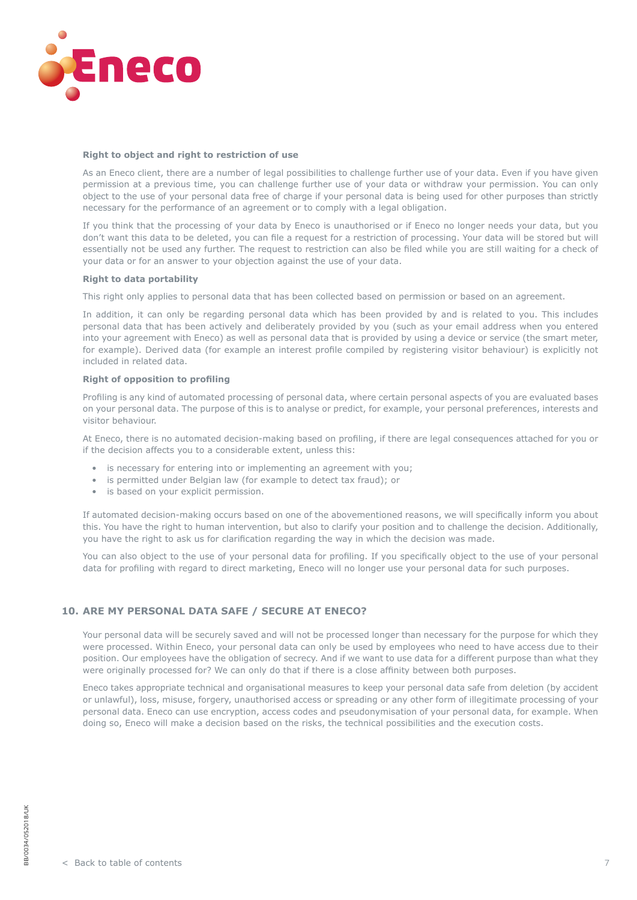**Right to object and right to restriction of use**

As an Eneco client, there are a number of legal possibilities to challenge further use of your data. Even if you have given permission at a previous time, you can challenge further use of your data or withdraw your permission. You can only object to the use of your personal data free of charge if your personal data is being used for other purposes than strictly necessary for the performance of an agreement or to comply with a legal obligation.

If you think that the processing of your data by Eneco is unauthorised or if Eneco no longer needs your data, but you don't want this data to be deleted, you can file a request for a restriction of processing. Your data will be stored but will essentially not be used any further. The request to restriction can also be filed while you are still waiting for a check of your data or for an answer to your objection against the use of your data.

**Right to data portability**

This right only applies to personal data that has been collected based on permission or based on an agreement.

In addition, it can only be regarding personal data which has been provided by and is related to you. This includes personal data that has been actively and deliberately provided by you (such as your email address when you entered into your agreement with Eneco) as well as personal data that is provided by using a device or service (the smart meter, for example). Derived data (for example an interest profile compiled by registering visitor behaviour) is explicitly not included in related data.

**Right of opposition to profiling**

Profiling is any kind of automated processing of personal data, where certain personal aspects of you are evaluated bases on your personal data. The purpose of this is to analyse or predict, for example, your personal preferences, interests and visitor behaviour.

At Eneco, there is no automated decision-making based on profiling, if there are legal consequences attached for you or if the decision affects you to a considerable extent, unless this:

- is necessary for entering into or implementing an agreement with you;
- is permitted under Belgian law (for example to detect tax fraud); or
- is based on your explicit permission.

If automated decision-making occurs based on one of the abovementioned reasons, we will specifically inform you about this. You have the right to human intervention, but also to clarify your position and to challenge the decision. Additionally, you have the right to ask us for clarification regarding the way in which the decision was made.

You can also object to the use of your personal data for profiling. If you specifically object to the use of your personal data for profiling with regard to direct marketing, Eneco will no longer use your personal data for such purposes.

## 10. ARE MY PERSONAL DATA SAFE / SECURE AT ENECO?

Your personal data will be securely saved and will not be processed longer than necessary for the purpose for which they were processed. Within Eneco, your personal data can only be used by employees who need to have access due to their position. Our employees have the obligation of secrecy. And if we want to use data for a different purpose than what they were originally processed for? We can only do that if there is a close affinity between both purposes.

Eneco takes appropriate technical and organisational measures to keep your personal data safe from deletion (by accident or unlawful), loss, misuse, forgery, unauthorised access or spreading or any other form of illegitimate processing of your personal data. Eneco can use encryption, access codes and pseudonymisation of your personal data, for example. When doing so, Eneco will make a decision based on the risks, the technical possibilities and the execution costs.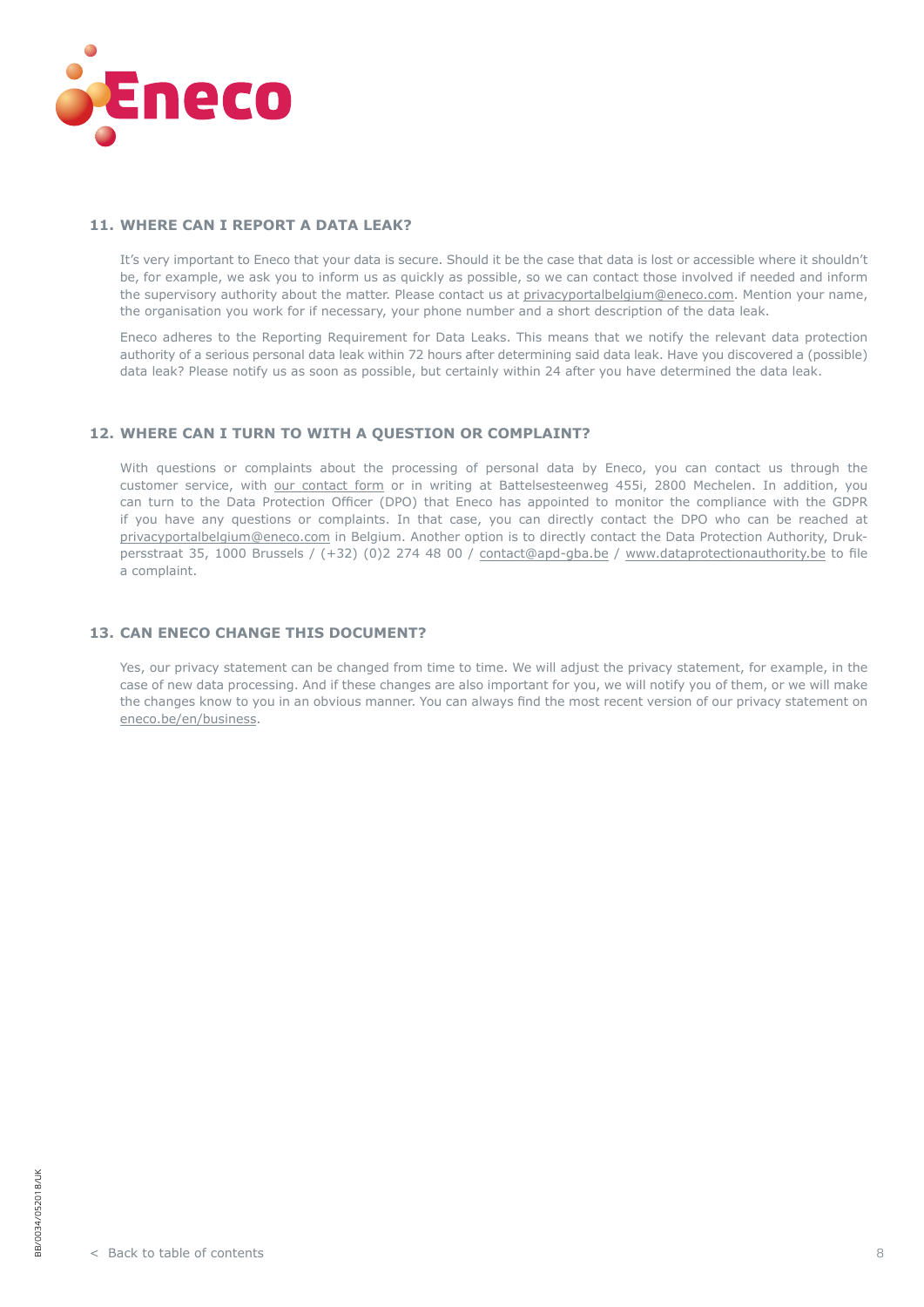## 11. WHERE CAN I REPORT A DATA LEAK?

It's very important to Eneco that your data is secure. Should it be the case that data is lost or accessible where it shouldn't be, for example, we ask you to inform us as quickly as possible, so we can contact those involved if needed and inform the supervisory authority about the matter. Please contact us at privacyportalbelgium@eneco.com. Mention your name, the organisation you work for if necessary, your phone number and a short description of the data leak.

Eneco adheres to the Reporting Requirement for Data Leaks. This means that we notify the relevant data protection authority of a serious personal data leak within 72 hours after determining said data leak. Have you discovered a (possible) data leak? Please notify us as soon as possible, but certainly within 24 after you have determined the data leak.

## 12. WHERE CAN I TURN TO WITH A QUESTION OR COMPLAINT?

With questions or complaints about the processing of personal data by Eneco, you can contact us through the customer service, with our contact form or in writing at Battelsesteenweg 455i, 2800 Mechelen. In addition, you can turn to the Data Protection Officer (DPO) that Eneco has appointed to monitor the compliance with the GDPR if you have any questions or complaints. In that case, you can directly contact the DPO who can be reached at privacyportalbelgium@eneco.com in Belgium. Another option is to directly contact the Data Protection Authority, Drukpersstraat 35, 1000 Brussels / (+32) (0)2 274 48 00 / contact@apd-gba.be / www.dataprotectionauthority.be to file a complaint.

## 13. CAN ENECO CHANGE THIS DOCUMENT?

Yes, our privacy statement can be changed from time to time. We will adjust the privacy statement, for example, in the case of new data processing. And if these changes are also important for you, we will notify you of them, or we will make the changes know to you in an obvious manner. You can always find the most recent version of our privacy statement on eneco.be/en/business.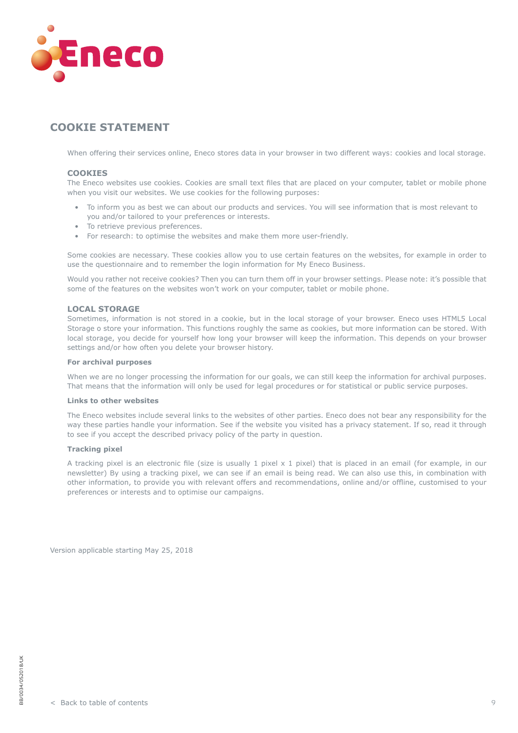# COOKIE STATEMENT

When offering their services online, Eneco stores data in your browser in two different ways: cookies and local storage.

## COOKIES

The Eneco websites use cookies. Cookies are small text files that are placed on your computer, tablet or mobile phone when you visit our websites. We use cookies for the following purposes:

- To inform you as best we can about our products and services. You will see information that is most relevant to you and/or tailored to your preferences or interests.
- To retrieve previous preferences.
- For research: to optimise the websites and make them more user-friendly.

Some cookies are necessary. These cookies allow you to use certain features on the websites, for example in order to use the questionnaire and to remember the login information for My Eneco Business.

Would you rather not receive cookies? Then you can turn them off in your browser settings. Please note: it's possible that some of the features on the websites won't work on your computer, tablet or mobile phone.

## LOCAL STORAGE

Sometimes, information is not stored in a cookie, but in the local storage of your browser. Eneco uses HTML5 Local Storage o store your information. This functions roughly the same as cookies, but more information can be stored. With local storage, you decide for yourself how long your browser will keep the information. This depends on your browser settings and/or how often you delete your browser history.

### For archival purposes

When we are no longer processing the information for our goals, we can still keep the information for archival purposes. That means that the information will only be used for legal procedures or for statistical or public service purposes.

### Links to other websites

The Eneco websites include several links to the websites of other parties. Eneco does not bear any responsibility for the way these parties handle your information. See if the website you visited has a privacy statement. If so, read it through to see if you accept the described privacy policy of the party in question.

### Tracking pixel

A tracking pixel is an electronic file (size is usually 1 pixel x 1 pixel) that is placed in an email (for example, in our newsletter) By using a tracking pixel, we can see if an email is being read. We can also use this, in combination with other information, to provide you with relevant offers and recommendations, online and/or offline, customised to your preferences or interests and to optimise our campaigns.

Version applicable starting May 25, 2018